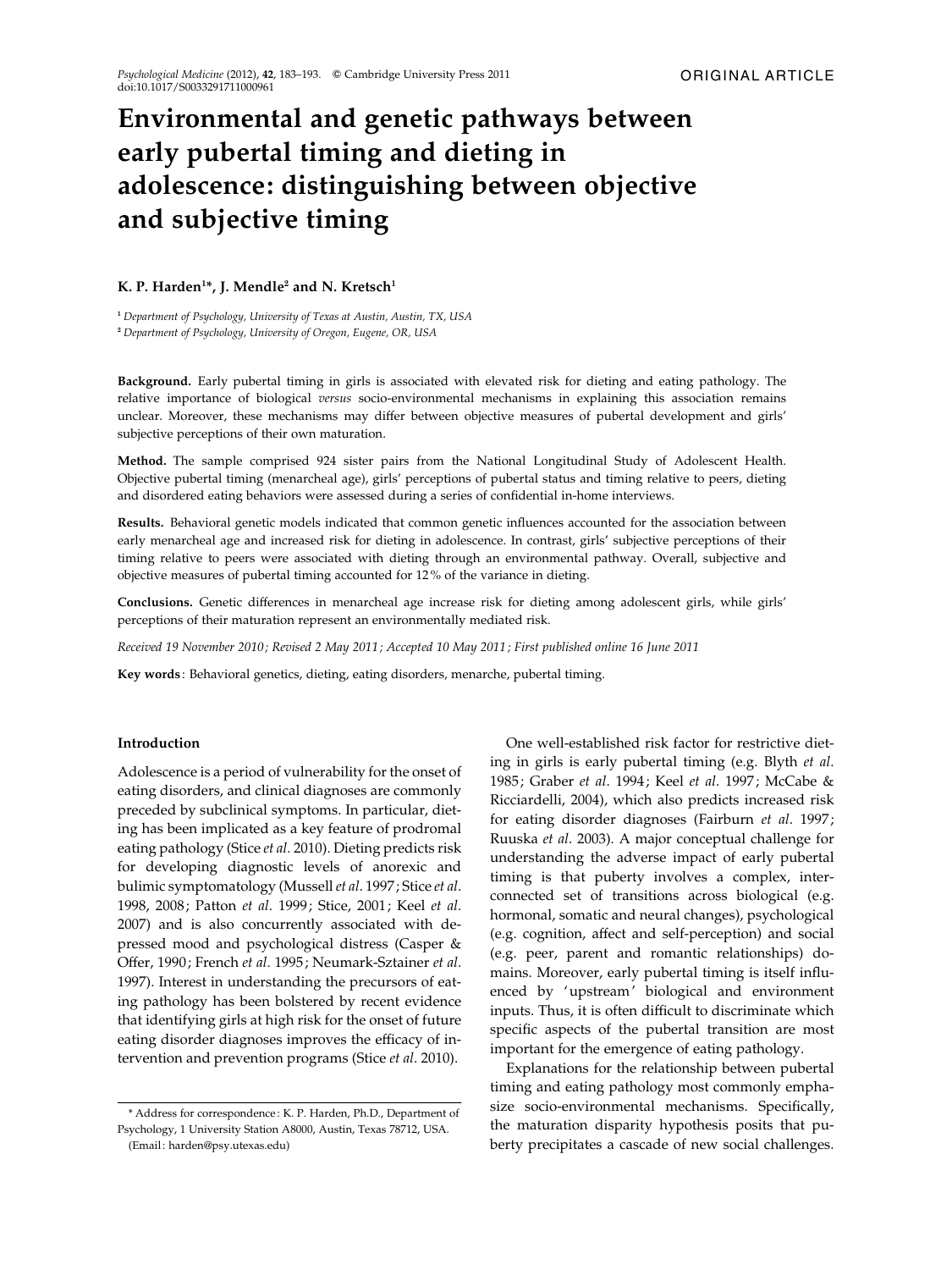ORIGINAL ARTICLE

# Environmental and genetic pathways between early pubertal timing and dieting in adolescence: distinguishing between objective and subjective timing

**K. P. Harden[1]*, J. Mendle[2] and N. Kretsch[1]**

[1] *Department of Psychology, University of Texas at Austin, Austin, TX, USA*

[2] *Department of Psychology, University of Oregon, Eugene, OR, USA*

**Background.** Early pubertal timing in girls is associated with elevated risk for dieting and eating pathology. The relative importance of biological *versus* socio-environmental mechanisms in explaining this association remains unclear. Moreover, these mechanisms may differ between objective measures of pubertal development and girls' subjective perceptions of their own maturation.

**Method.** The sample comprised 924 sister pairs from the National Longitudinal Study of Adolescent Health. Objective pubertal timing (menarcheal age), girls' perceptions of pubertal status and timing relative to peers, dieting and disordered eating behaviors were assessed during a series of confidential in-home interviews.

**Results.** Behavioral genetic models indicated that common genetic influences accounted for the association between early menarcheal age and increased risk for dieting in adolescence. In contrast, girls' subjective perceptions of their timing relative to peers were associated with dieting through an environmental pathway. Overall, subjective and objective measures of pubertal timing accounted for 12% of the variance in dieting.

**Conclusions.** Genetic differences in menarcheal age increase risk for dieting among adolescent girls, while girls' perceptions of their maturation represent an environmentally mediated risk.

*Received 19 November 2010; Revised 2 May 2011; Accepted 10 May 2011; First published online 16 June 2011*

**Key words**: Behavioral genetics, dieting, eating disorders, menarche, pubertal timing.

## Introduction

Adolescence is a period of vulnerability for the onset of eating disorders, and clinical diagnoses are commonly preceded by subclinical symptoms. In particular, dieting has been implicated as a key feature of prodromal eating pathology (Stice *et al*. 2010). Dieting predicts risk for developing diagnostic levels of anorexic and bulimic symptomatology (Mussell *et al*. 1997; Stice *et al*. 1998, 2008; Patton *et al*. 1999; Stice, 2001; Keel *et al*. 2007) and is also concurrently associated with depressed mood and psychological distress (Casper & Offer, 1990; French *et al*. 1995; Neumark-Sztainer *et al*. 1997). Interest in understanding the precursors of eating pathology has been bolstered by recent evidence that identifying girls at high risk for the onset of future eating disorder diagnoses improves the efficacy of intervention and prevention programs (Stice *et al*. 2010).

One well-established risk factor for restrictive dieting in girls is early pubertal timing (e.g. Blyth *et al*. 1985; Graber *et al*. 1994; Keel *et al*. 1997; McCabe & Ricciardelli, 2004), which also predicts increased risk for eating disorder diagnoses (Fairburn *et al*. 1997; Ruuska *et al*. 2003). A major conceptual challenge for understanding the adverse impact of early pubertal timing is that puberty involves a complex, interconnected set of transitions across biological (e.g. hormonal, somatic and neural changes), psychological (e.g. cognition, affect and self-perception) and social (e.g. peer, parent and romantic relationships) domains. Moreover, early pubertal timing is itself influenced by 'upstream' biological and environment inputs. Thus, it is often difficult to discriminate which specific aspects of the pubertal transition are most important for the emergence of eating pathology.

Explanations for the relationship between pubertal timing and eating pathology most commonly emphasize socio-environmental mechanisms. Specifically, the maturation disparity hypothesis posits that puberty precipitates a cascade of new social challenges.

* Address for correspondence: K. P. Harden, Ph.D., Department of Psychology, 1 University Station A8000, Austin, Texas 78712, USA. (Email: harden@psy.utexas.edu)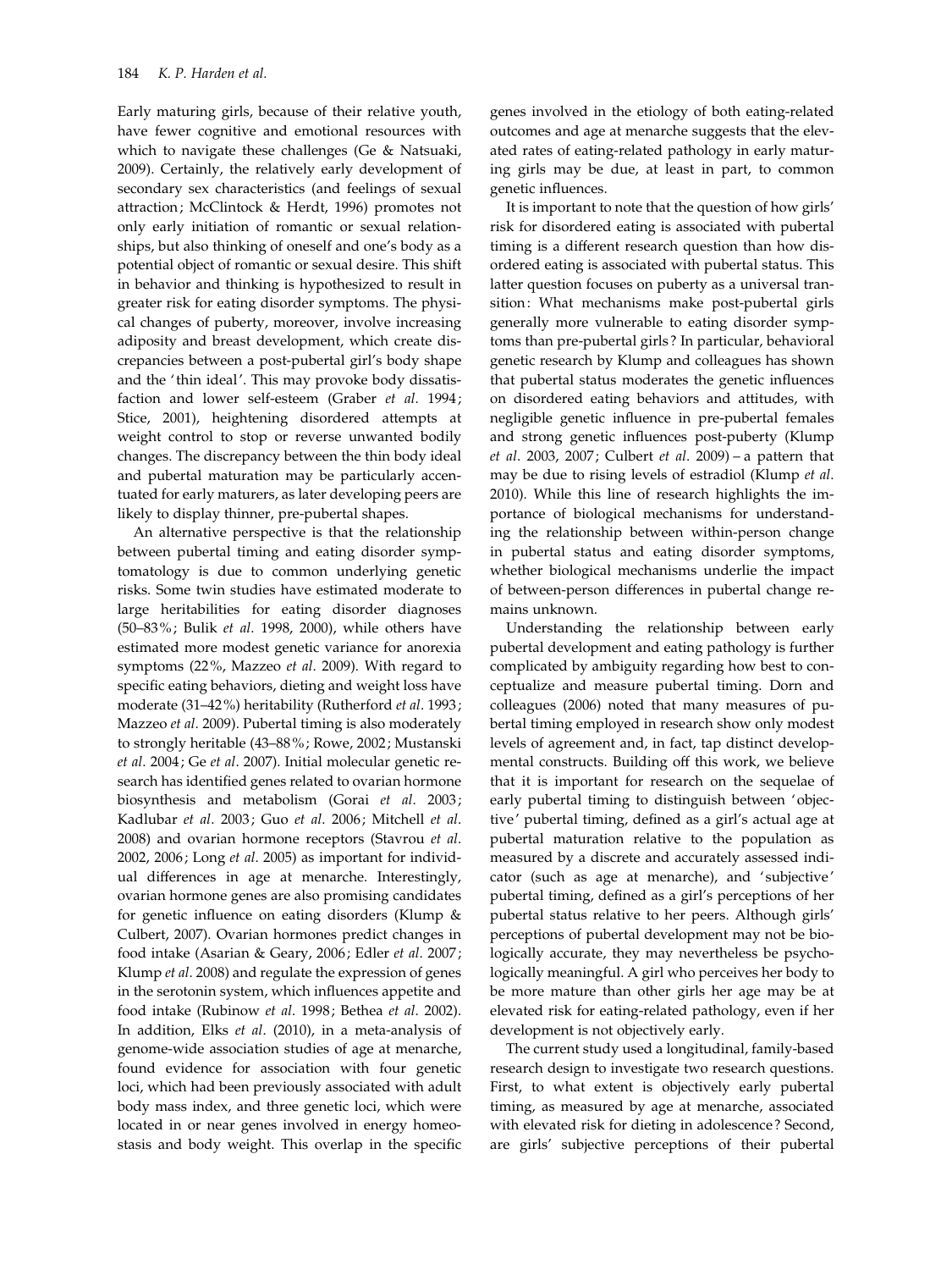Early maturing girls, because of their relative youth, have fewer cognitive and emotional resources with which to navigate these challenges (Ge & Natsuaki, 2009). Certainly, the relatively early development of secondary sex characteristics (and feelings of sexual attraction; McClintock & Herdt, 1996) promotes not only early initiation of romantic or sexual relationships, but also thinking of oneself and one's body as a potential object of romantic or sexual desire. This shift in behavior and thinking is hypothesized to result in greater risk for eating disorder symptoms. The physical changes of puberty, moreover, involve increasing adiposity and breast development, which create discrepancies between a post-pubertal girl's body shape and the 'thin ideal'. This may provoke body dissatisfaction and lower self-esteem (Graber *et al*. 1994; Stice, 2001), heightening disordered attempts at weight control to stop or reverse unwanted bodily changes. The discrepancy between the thin body ideal and pubertal maturation may be particularly accentuated for early maturers, as later developing peers are likely to display thinner, pre-pubertal shapes.

An alternative perspective is that the relationship between pubertal timing and eating disorder symptomatology is due to common underlying genetic risks. Some twin studies have estimated moderate to large heritabilities for eating disorder diagnoses (50–83%; Bulik *et al*. 1998, 2000), while others have estimated more modest genetic variance for anorexia symptoms (22%, Mazzeo *et al*. 2009). With regard to specific eating behaviors, dieting and weight loss have moderate (31–42%) heritability (Rutherford *et al*. 1993; Mazzeo *et al*. 2009). Pubertal timing is also moderately to strongly heritable (43–88%; Rowe, 2002; Mustanski *et al*. 2004; Ge *et al*. 2007). Initial molecular genetic research has identified genes related to ovarian hormone biosynthesis and metabolism (Gorai *et al*. 2003; Kadlubar *et al*. 2003; Guo *et al*. 2006; Mitchell *et al*. 2008) and ovarian hormone receptors (Stavrou *et al*. 2002, 2006; Long *et al*. 2005) as important for individual differences in age at menarche. Interestingly, ovarian hormone genes are also promising candidates for genetic influence on eating disorders (Klump & Culbert, 2007). Ovarian hormones predict changes in food intake (Asarian & Geary, 2006; Edler *et al*. 2007; Klump *et al*. 2008) and regulate the expression of genes in the serotonin system, which influences appetite and food intake (Rubinow *et al*. 1998; Bethea *et al*. 2002). In addition, Elks *et al*. (2010), in a meta-analysis of genome-wide association studies of age at menarche, found evidence for association with four genetic loci, which had been previously associated with adult body mass index, and three genetic loci, which were located in or near genes involved in energy homeostasis and body weight. This overlap in the specific genes involved in the etiology of both eating-related outcomes and age at menarche suggests that the elevated rates of eating-related pathology in early maturing girls may be due, at least in part, to common genetic influences.

It is important to note that the question of how girls' risk for disordered eating is associated with pubertal timing is a different research question than how disordered eating is associated with pubertal status. This latter question focuses on puberty as a universal transition: What mechanisms make post-pubertal girls generally more vulnerable to eating disorder symptoms than pre-pubertal girls? In particular, behavioral genetic research by Klump and colleagues has shown that pubertal status moderates the genetic influences on disordered eating behaviors and attitudes, with negligible genetic influence in pre-pubertal females and strong genetic influences post-puberty (Klump *et al*. 2003, 2007; Culbert *et al*. 2009) – a pattern that may be due to rising levels of estradiol (Klump *et al*. 2010). While this line of research highlights the importance of biological mechanisms for understanding the relationship between within-person change in pubertal status and eating disorder symptoms, whether biological mechanisms underlie the impact of between-person differences in pubertal change remains unknown.

Understanding the relationship between early pubertal development and eating pathology is further complicated by ambiguity regarding how best to conceptualize and measure pubertal timing. Dorn and colleagues (2006) noted that many measures of pubertal timing employed in research show only modest levels of agreement and, in fact, tap distinct developmental constructs. Building off this work, we believe that it is important for research on the sequelae of early pubertal timing to distinguish between 'objective' pubertal timing, defined as a girl's actual age at pubertal maturation relative to the population as measured by a discrete and accurately assessed indicator (such as age at menarche), and 'subjective' pubertal timing, defined as a girl's perceptions of her pubertal status relative to her peers. Although girls' perceptions of pubertal development may not be biologically accurate, they may nevertheless be psychologically meaningful. A girl who perceives her body to be more mature than other girls her age may be at elevated risk for eating-related pathology, even if her development is not objectively early.

The current study used a longitudinal, family-based research design to investigate two research questions. First, to what extent is objectively early pubertal timing, as measured by age at menarche, associated with elevated risk for dieting in adolescence? Second, are girls' subjective perceptions of their pubertal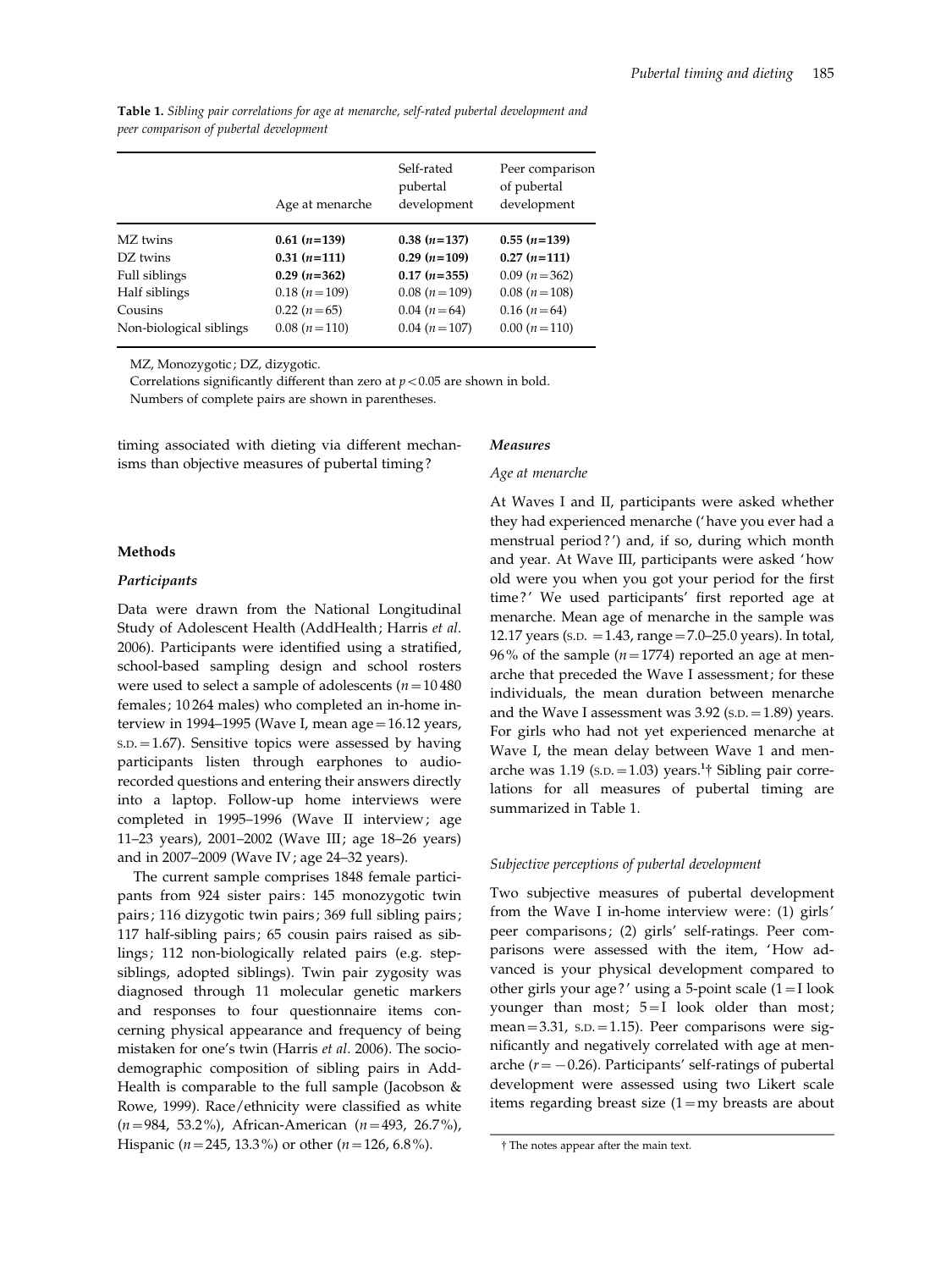**Table 1.** *Sibling pair correlations for age at menarche, self-rated pubertal development and peer comparison of pubertal development*

| | Age at menarche | Self-rated pubertal development | Peer comparison of pubertal development |
|---|---|---|---|
| MZ twins | **0.61 ($n$=139)** | **0.38 ($n$=137)** | **0.55 ($n$=139)** |
| DZ twins | **0.31 ($n$=111)** | **0.29 ($n$=109)** | **0.27 ($n$=111)** |
| Full siblings | **0.29 ($n$=362)** | **0.17 ($n$=355)** | 0.09 ($n$=362) |
| Half siblings | 0.18 ($n$=109) | 0.08 ($n$=109) | 0.08 ($n$=108) |
| Cousins | 0.22 ($n$=65) | 0.04 ($n$=64) | 0.16 ($n$=64) |
| Non-biological siblings | 0.08 ($n$=110) | 0.04 ($n$=107) | 0.00 ($n$=110) |

MZ, Monozygotic; DZ, dizygotic.

Correlations significantly different than zero at $p < 0.05$ are shown in bold.

Numbers of complete pairs are shown in parentheses.

timing associated with dieting via different mechanisms than objective measures of pubertal timing?

## Methods

### *Participants*

Data were drawn from the National Longitudinal Study of Adolescent Health (AddHealth; Harris *et al.* 2006). Participants were identified using a stratified, school-based sampling design and school rosters were used to select a sample of adolescents ($n$ = 10 480 females; 10 264 males) who completed an in-home interview in 1994–1995 (Wave I, mean age = 16.12 years, S.D. = 1.67). Sensitive topics were assessed by having participants listen through earphones to audio-recorded questions and entering their answers directly into a laptop. Follow-up home interviews were completed in 1995–1996 (Wave II interview; age 11–23 years), 2001–2002 (Wave III; age 18–26 years) and in 2007–2009 (Wave IV; age 24–32 years).

The current sample comprises 1848 female participants from 924 sister pairs: 145 monozygotic twin pairs; 116 dizygotic twin pairs; 369 full sibling pairs; 117 half-sibling pairs; 65 cousin pairs raised as siblings; 112 non-biologically related pairs (e.g. step-siblings, adopted siblings). Twin pair zygosity was diagnosed through 11 molecular genetic markers and responses to four questionnaire items concerning physical appearance and frequency of being mistaken for one's twin (Harris *et al.* 2006). The socio-demographic composition of sibling pairs in AddHealth is comparable to the full sample (Jacobson & Rowe, 1999). Race/ethnicity were classified as white ($n$ = 984, 53.2%), African-American ($n$ = 493, 26.7%), Hispanic ($n$ = 245, 13.3%) or other ($n$ = 126, 6.8%).

### *Measures*

#### *Age at menarche*

At Waves I and II, participants were asked whether they had experienced menarche ('have you ever had a menstrual period?') and, if so, during which month and year. At Wave III, participants were asked 'how old were you when you got your period for the first time?' We used participants' first reported age at menarche. Mean age of menarche in the sample was 12.17 years (S.D. = 1.43, range = 7.0–25.0 years). In total, 96% of the sample ($n$ = 1774) reported an age at menarche that preceded the Wave I assessment; for these individuals, the mean duration between menarche and the Wave I assessment was 3.92 (S.D. = 1.89) years. For girls who had not yet experienced menarche at Wave I, the mean delay between Wave 1 and menarche was 1.19 (S.D. = 1.03) years.[1]† Sibling pair correlations for all measures of pubertal timing are summarized in Table 1.

#### *Subjective perceptions of pubertal development*

Two subjective measures of pubertal development from the Wave I in-home interview were: (1) girls' peer comparisons; (2) girls' self-ratings. Peer comparisons were assessed with the item, 'How advanced is your physical development compared to other girls your age?' using a 5-point scale (1 = I look younger than most; 5 = I look older than most; mean = 3.31, S.D. = 1.15). Peer comparisons were significantly and negatively correlated with age at menarche ($r = -0.26$). Participants' self-ratings of pubertal development were assessed using two Likert scale items regarding breast size (1 = my breasts are about

† The notes appear after the main text.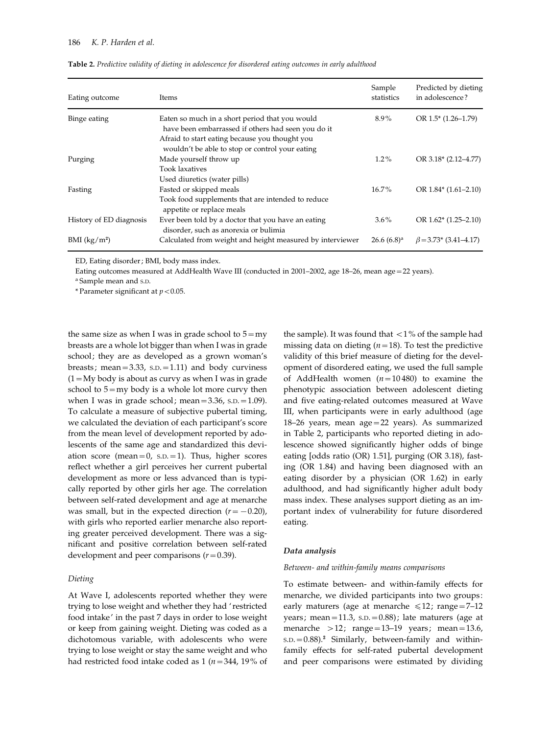**Table 2.** *Predictive validity of dieting in adolescence for disordered eating outcomes in early adulthood*

| Eating outcome | Items | Sample statistics | Predicted by dieting in adolescence? |
|---|---|---|---|
| Binge eating | Eaten so much in a short period that you would have been embarrassed if others had seen you do it<br>Afraid to start eating because you thought you wouldn't be able to stop or control your eating | 8.9% | OR 1.5* (1.26–1.79) |
| Purging | Made yourself throw up<br>Took laxatives<br>Used diuretics (water pills) | 1.2% | OR 3.18* (2.12–4.77) |
| Fasting | Fasted or skipped meals<br>Took food supplements that are intended to reduce appetite or replace meals | 16.7% | OR 1.84* (1.61–2.10) |
| History of ED diagnosis | Ever been told by a doctor that you have an eating disorder, such as anorexia or bulimia | 3.6% | OR 1.62* (1.25–2.10) |
| BMI ($kg/m^2$) | Calculated from weight and height measured by interviewer | 26.6 (6.8)[a] | $\beta = 3.73^*$ (3.41–4.17) |

ED, Eating disorder; BMI, body mass index.

Eating outcomes measured at AddHealth Wave III (conducted in 2001–2002, age 18–26, mean age = 22 years).

[a] Sample mean and S.D.

\* Parameter significant at $p < 0.05$.

the same size as when I was in grade school to 5 = my breasts are a whole lot bigger than when I was in grade school; they are as developed as a grown woman's breasts; mean = 3.33, S.D. = 1.11) and body curviness (1 = My body is about as curvy as when I was in grade school to 5 = my body is a whole lot more curvy then when I was in grade school; mean = 3.36, S.D. = 1.09). To calculate a measure of subjective pubertal timing, we calculated the deviation of each participant's score from the mean level of development reported by adolescents of the same age and standardized this deviation score (mean = 0, S.D. = 1). Thus, higher scores reflect whether a girl perceives her current pubertal development as more or less advanced than is typically reported by other girls her age. The correlation between self-rated development and age at menarche was small, but in the expected direction ($r = -0.20$), with girls who reported earlier menarche also reporting greater perceived development. There was a significant and positive correlation between self-rated development and peer comparisons ($r = 0.39$).

*Dieting*

At Wave I, adolescents reported whether they were trying to lose weight and whether they had 'restricted food intake' in the past 7 days in order to lose weight or keep from gaining weight. Dieting was coded as a dichotomous variable, with adolescents who were trying to lose weight or stay the same weight and who had restricted food intake coded as 1 ($n = 344$, 19% of the sample). It was found that <1% of the sample had missing data on dieting ($n = 18$). To test the predictive validity of this brief measure of dieting for the development of disordered eating, we used the full sample of AddHealth women ($n = 10\,480$) to examine the phenotypic association between adolescent dieting and five eating-related outcomes measured at Wave III, when participants were in early adulthood (age 18–26 years, mean age = 22 years). As summarized in Table 2, participants who reported dieting in adolescence showed significantly higher odds of binge eating [odds ratio (OR) 1.51], purging (OR 3.18), fasting (OR 1.84) and having been diagnosed with an eating disorder by a physician (OR 1.62) in early adulthood, and had significantly higher adult body mass index. These analyses support dieting as an important index of vulnerability for future disordered eating.

### Data analysis

*Between- and within-family means comparisons*

To estimate between- and within-family effects for menarche, we divided participants into two groups: early maturers (age at menarche ⩽12; range = 7–12 years; mean = 11.3, S.D. = 0.88); late maturers (age at menarche >12; range = 13–19 years; mean = 13.6, S.D. = 0.88).[2] Similarly, between-family and within-family effects for self-rated pubertal development and peer comparisons were estimated by dividing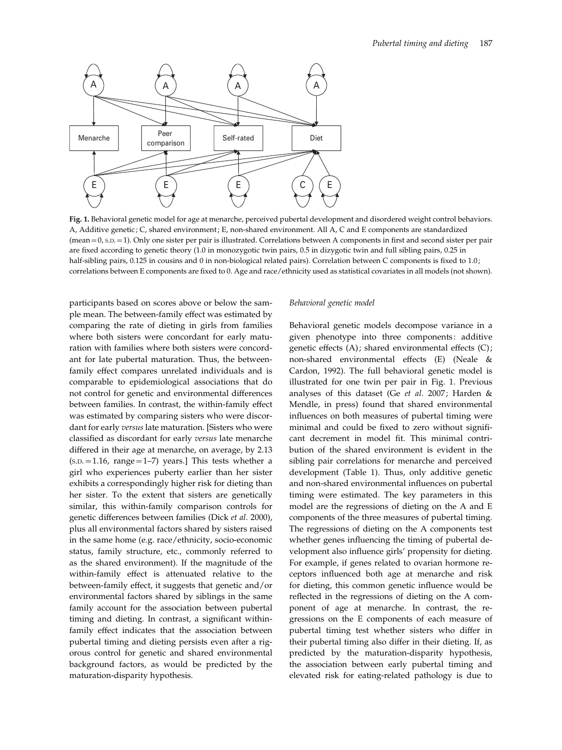Fig. 1. Behavioral genetic model for age at menarche, perceived pubertal development and disordered weight control behaviors. A, Additive genetic; C, shared environment; E, non-shared environment. All A, C and E components are standardized (mean = 0, S.D. = 1). Only one sister per pair is illustrated. Correlations between A components in first and second sister per pair are fixed according to genetic theory (1.0 in monozygotic twin pairs, 0.5 in dizygotic twin and full sibling pairs, 0.25 in half-sibling pairs, 0.125 in cousins and 0 in non-biological related pairs). Correlation between C components is fixed to 1.0; correlations between E components are fixed to 0. Age and race/ethnicity used as statistical covariates in all models (not shown).

participants based on scores above or below the sample mean. The between-family effect was estimated by comparing the rate of dieting in girls from families where both sisters were concordant for early maturation with families where both sisters were concordant for late pubertal maturation. Thus, the between-family effect compares unrelated individuals and is comparable to epidemiological associations that do not control for genetic and environmental differences between families. In contrast, the within-family effect was estimated by comparing sisters who were discordant for early *versus* late maturation. [Sisters who were classified as discordant for early *versus* late menarche differed in their age at menarche, on average, by 2.13 (S.D. = 1.16, range = 1–7) years.] This tests whether a girl who experiences puberty earlier than her sister exhibits a correspondingly higher risk for dieting than her sister. To the extent that sisters are genetically similar, this within-family comparison controls for genetic differences between families (Dick *et al*. 2000), plus all environmental factors shared by sisters raised in the same home (e.g. race/ethnicity, socio-economic status, family structure, etc., commonly referred to as the shared environment). If the magnitude of the within-family effect is attenuated relative to the between-family effect, it suggests that genetic and/or environmental factors shared by siblings in the same family account for the association between pubertal timing and dieting. In contrast, a significant within-family effect indicates that the association between pubertal timing and dieting persists even after a rigorous control for genetic and shared environmental background factors, as would be predicted by the maturation-disparity hypothesis.

### *Behavioral genetic model*

Behavioral genetic models decompose variance in a given phenotype into three components: additive genetic effects (A); shared environmental effects (C); non-shared environmental effects (E) (Neale & Cardon, 1992). The full behavioral genetic model is illustrated for one twin per pair in Fig. 1. Previous analyses of this dataset (Ge *et al*. 2007; Harden & Mendle, in press) found that shared environmental influences on both measures of pubertal timing were minimal and could be fixed to zero without significant decrement in model fit. This minimal contribution of the shared environment is evident in the sibling pair correlations for menarche and perceived development (Table 1). Thus, only additive genetic and non-shared environmental influences on pubertal timing were estimated. The key parameters in this model are the regressions of dieting on the A and E components of the three measures of pubertal timing. The regressions of dieting on the A components test whether genes influencing the timing of pubertal development also influence girls' propensity for dieting. For example, if genes related to ovarian hormone receptors influenced both age at menarche and risk for dieting, this common genetic influence would be reflected in the regressions of dieting on the A component of age at menarche. In contrast, the regressions on the E components of each measure of pubertal timing test whether sisters who differ in their pubertal timing also differ in their dieting. If, as predicted by the maturation-disparity hypothesis, the association between early pubertal timing and elevated risk for eating-related pathology is due to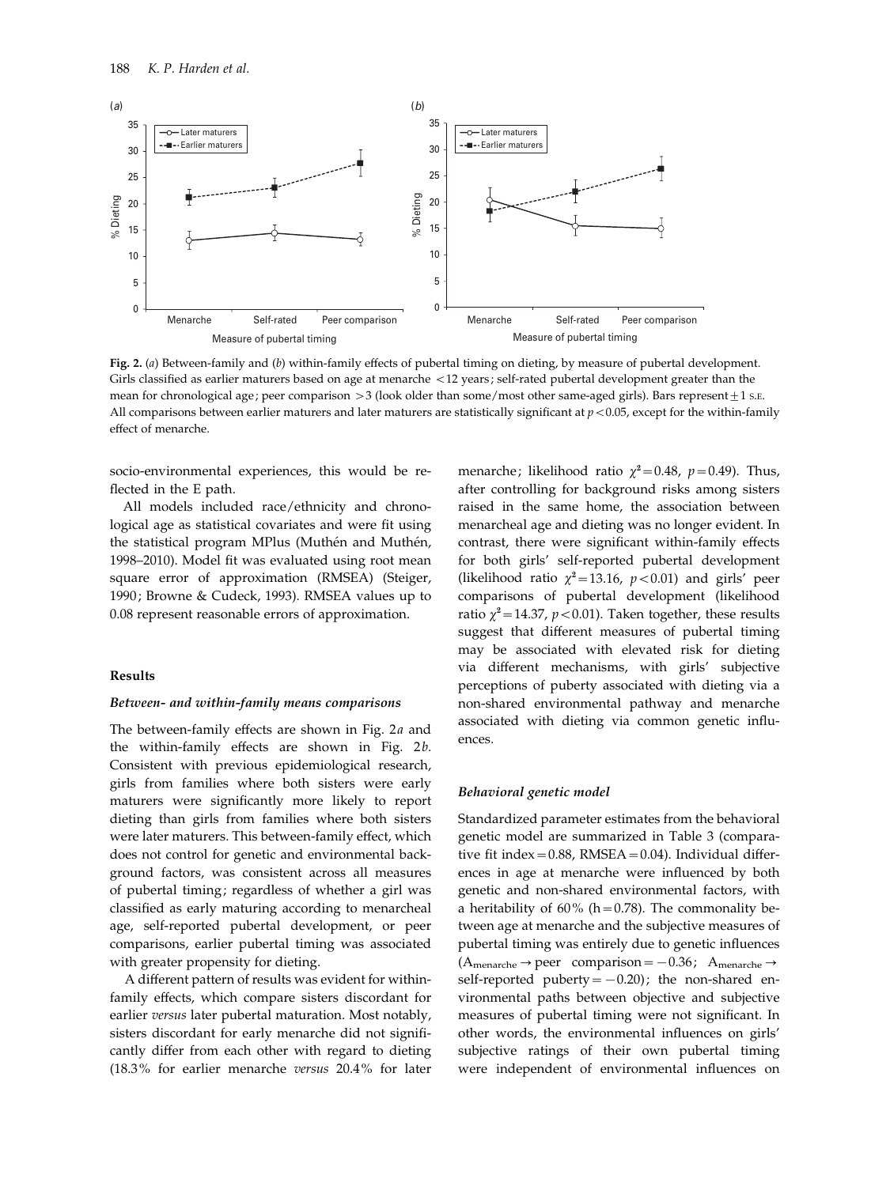**Fig. 2.** (*a*) Between-family and (*b*) within-family effects of pubertal timing on dieting, by measure of pubertal development. Girls classified as earlier maturers based on age at menarche <12 years; self-rated pubertal development greater than the mean for chronological age; peer comparison >3 (look older than some/most other same-aged girls). Bars represent ±1 S.E. All comparisons between earlier maturers and later maturers are statistically significant at $p<0.05$, except for the within-family effect of menarche.

socio-environmental experiences, this would be reflected in the E path.

All models included race/ethnicity and chronological age as statistical covariates and were fit using the statistical program MPlus (Muthén and Muthén, 1998–2010). Model fit was evaluated using root mean square error of approximation (RMSEA) (Steiger, 1990; Browne & Cudeck, 1993). RMSEA values up to 0.08 represent reasonable errors of approximation.

## Results

### *Between- and within-family means comparisons*

The between-family effects are shown in Fig. 2*a* and the within-family effects are shown in Fig. 2*b*. Consistent with previous epidemiological research, girls from families where both sisters were early maturers were significantly more likely to report dieting than girls from families where both sisters were later maturers. This between-family effect, which does not control for genetic and environmental background factors, was consistent across all measures of pubertal timing; regardless of whether a girl was classified as early maturing according to menarcheal age, self-reported pubertal development, or peer comparisons, earlier pubertal timing was associated with greater propensity for dieting.

A different pattern of results was evident for within-family effects, which compare sisters discordant for earlier *versus* later pubertal maturation. Most notably, sisters discordant for early menarche did not significantly differ from each other with regard to dieting (18.3% for earlier menarche *versus* 20.4% for later menarche; likelihood ratio $\chi^2=0.48$, $p=0.49$). Thus, after controlling for background risks among sisters raised in the same home, the association between menarcheal age and dieting was no longer evident. In contrast, there were significant within-family effects for both girls' self-reported pubertal development (likelihood ratio $\chi^2=13.16$, $p<0.01$) and girls' peer comparisons of pubertal development (likelihood ratio $\chi^2=14.37$, $p<0.01$). Taken together, these results suggest that different measures of pubertal timing may be associated with elevated risk for dieting via different mechanisms, with girls' subjective perceptions of puberty associated with dieting via a non-shared environmental pathway and menarche associated with dieting via common genetic influences.

### *Behavioral genetic model*

Standardized parameter estimates from the behavioral genetic model are summarized in Table 3 (comparative fit index = 0.88, RMSEA = 0.04). Individual differences in age at menarche were influenced by both genetic and non-shared environmental factors, with a heritability of 60% (h = 0.78). The commonality between age at menarche and the subjective measures of pubertal timing was entirely due to genetic influences ($A_{menarche} \rightarrow$ peer comparison $= -0.36$; $A_{menarche} \rightarrow$ self-reported puberty $= -0.20$); the non-shared environmental paths between objective and subjective measures of pubertal timing were not significant. In other words, the environmental influences on girls' subjective ratings of their own pubertal timing were independent of environmental influences on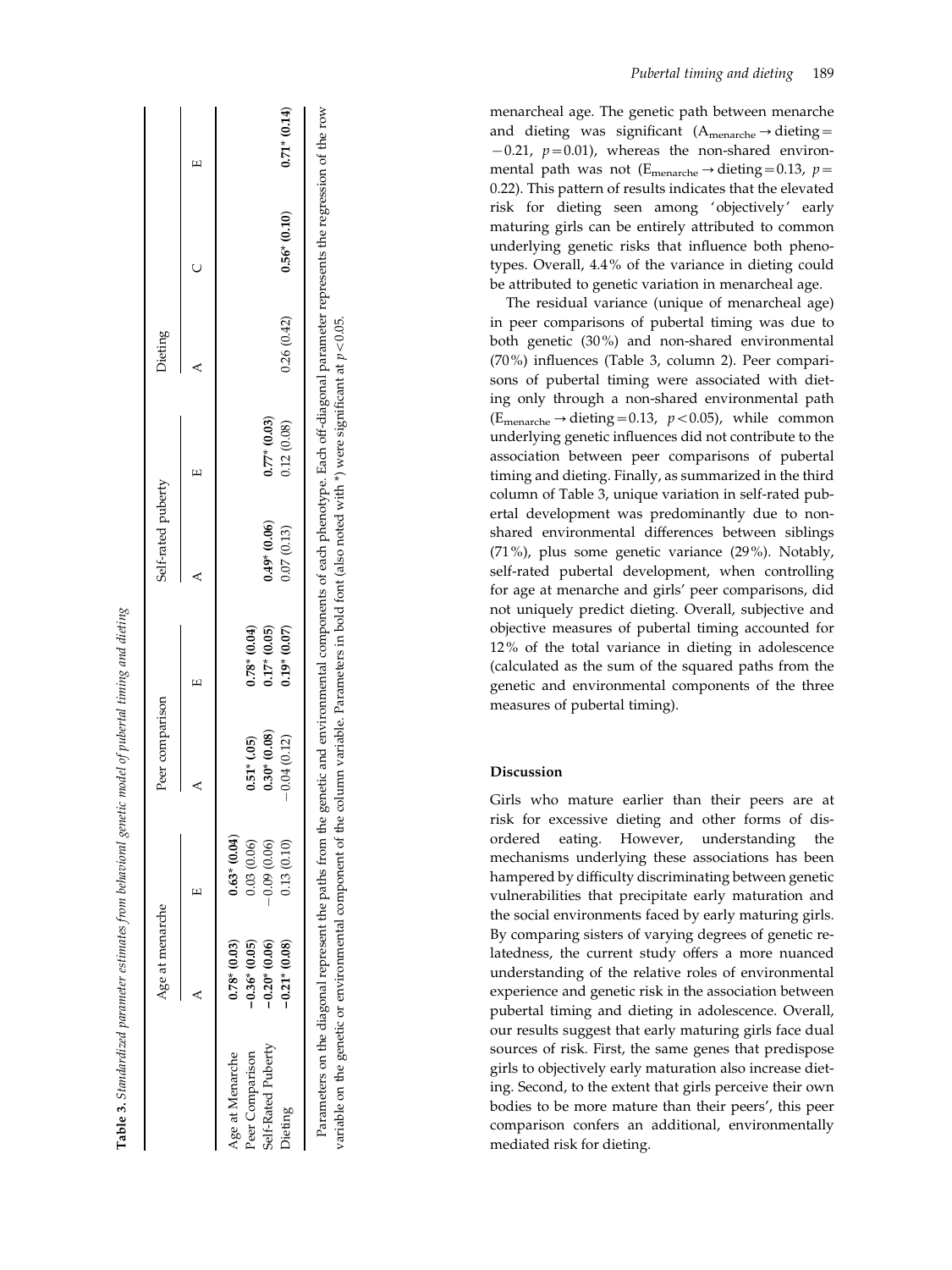**Table 3.** *Standardized parameter estimates from behavioral genetic model of pubertal timing and dieting*

| | Age at menarche | | Peer comparison | | Self-rated puberty | | Dieting | | |
|---|---|---|---|---|---|---|---|---|---|
| | A | E | A | E | A | E | A | C | E |
| Age at Menarche | **0.78* (0.03)** | **0.63* (0.04)** | | | | | | | |
| Peer Comparison | **−0.36* (0.05)** | 0.03 (0.06) | **0.51* (.05)** | **0.78* (0.04)** | | | | | |
| Self-Rated Puberty | **−0.20* (0.06)** | −0.09 (0.06) | **0.30* (0.08)** | **0.17* (0.05)** | **0.49* (0.06)** | **0.77* (0.03)** | | | |
| Dieting | **−0.21* (0.08)** | 0.13 (0.10) | −0.04 (0.12) | **0.19* (0.07)** | 0.07 (0.13) | 0.12 (0.08) | 0.26 (0.42) | **0.56* (0.10)** | **0.71* (0.14)** |

Parameters on the diagonal represent the paths from the genetic and environmental components of each phenotype. Each off-diagonal parameter represents the regression of the row variable on the genetic or environmental component of the column variable. Parameters in bold font (also noted with *) were significant at $p<0.05$.

menarcheal age. The genetic path between menarche and dieting was significant ($A_{menarche} \rightarrow$ dieting $= -0.21$, $p=0.01$), whereas the non-shared environmental path was not ($E_{menarche} \rightarrow$ dieting $=0.13$, $p=0.22$). This pattern of results indicates that the elevated risk for dieting seen among 'objectively' early maturing girls can be entirely attributed to common underlying genetic risks that influence both phenotypes. Overall, 4.4% of the variance in dieting could be attributed to genetic variation in menarcheal age.

The residual variance (unique of menarcheal age) in peer comparisons of pubertal timing was due to both genetic (30%) and non-shared environmental (70%) influences (Table 3, column 2). Peer comparisons of pubertal timing were associated with dieting only through a non-shared environmental path ($E_{menarche} \rightarrow$ dieting $=0.13$, $p<0.05$), while common underlying genetic influences did not contribute to the association between peer comparisons of pubertal timing and dieting. Finally, as summarized in the third column of Table 3, unique variation in self-rated pubertal development was predominantly due to non-shared environmental differences between siblings (71%), plus some genetic variance (29%). Notably, self-rated pubertal development, when controlling for age at menarche and girls' peer comparisons, did not uniquely predict dieting. Overall, subjective and objective measures of pubertal timing accounted for 12% of the total variance in dieting in adolescence (calculated as the sum of the squared paths from the genetic and environmental components of the three measures of pubertal timing).

## Discussion

Girls who mature earlier than their peers are at risk for excessive dieting and other forms of disordered eating. However, understanding the mechanisms underlying these associations has been hampered by difficulty discriminating between genetic vulnerabilities that precipitate early maturation and the social environments faced by early maturing girls. By comparing sisters of varying degrees of genetic relatedness, the current study offers a more nuanced understanding of the relative roles of environmental experience and genetic risk in the association between pubertal timing and dieting in adolescence. Overall, our results suggest that early maturing girls face dual sources of risk. First, the same genes that predispose girls to objectively early maturation also increase dieting. Second, to the extent that girls perceive their own bodies to be more mature than their peers', this peer comparison confers an additional, environmentally mediated risk for dieting.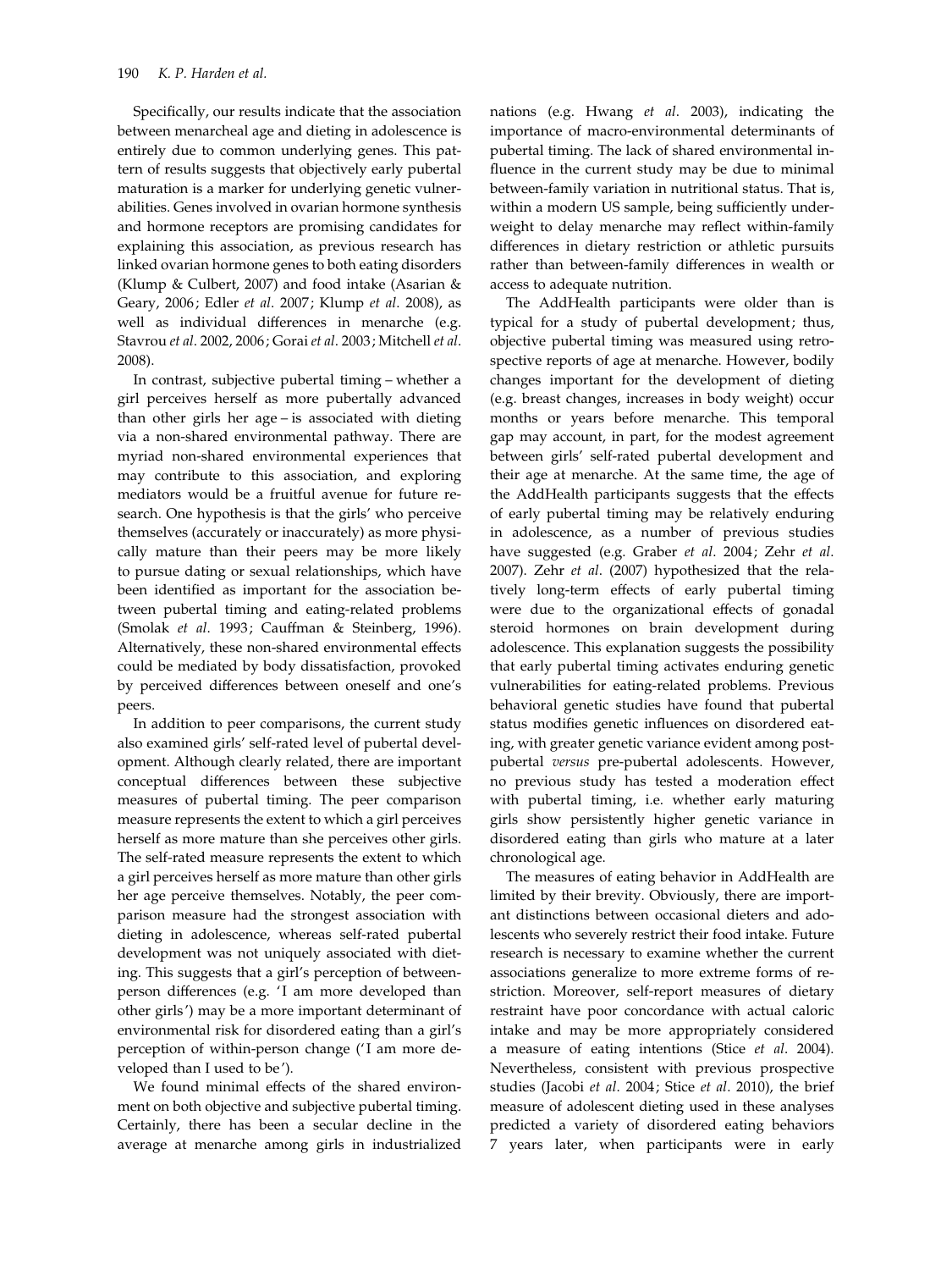Specifically, our results indicate that the association between menarcheal age and dieting in adolescence is entirely due to common underlying genes. This pattern of results suggests that objectively early pubertal maturation is a marker for underlying genetic vulnerabilities. Genes involved in ovarian hormone synthesis and hormone receptors are promising candidates for explaining this association, as previous research has linked ovarian hormone genes to both eating disorders (Klump & Culbert, 2007) and food intake (Asarian & Geary, 2006; Edler *et al*. 2007; Klump *et al*. 2008), as well as individual differences in menarche (e.g. Stavrou *et al*. 2002, 2006; Gorai *et al*. 2003; Mitchell *et al*. 2008).

In contrast, subjective pubertal timing – whether a girl perceives herself as more pubertally advanced than other girls her age – is associated with dieting via a non-shared environmental pathway. There are myriad non-shared environmental experiences that may contribute to this association, and exploring mediators would be a fruitful avenue for future research. One hypothesis is that the girls' who perceive themselves (accurately or inaccurately) as more physically mature than their peers may be more likely to pursue dating or sexual relationships, which have been identified as important for the association between pubertal timing and eating-related problems (Smolak *et al*. 1993; Cauffman & Steinberg, 1996). Alternatively, these non-shared environmental effects could be mediated by body dissatisfaction, provoked by perceived differences between oneself and one's peers.

In addition to peer comparisons, the current study also examined girls' self-rated level of pubertal development. Although clearly related, there are important conceptual differences between these subjective measures of pubertal timing. The peer comparison measure represents the extent to which a girl perceives herself as more mature than she perceives other girls. The self-rated measure represents the extent to which a girl perceives herself as more mature than other girls her age perceive themselves. Notably, the peer comparison measure had the strongest association with dieting in adolescence, whereas self-rated pubertal development was not uniquely associated with dieting. This suggests that a girl's perception of between-person differences (e.g. 'I am more developed than other girls') may be a more important determinant of environmental risk for disordered eating than a girl's perception of within-person change ('I am more developed than I used to be').

We found minimal effects of the shared environment on both objective and subjective pubertal timing. Certainly, there has been a secular decline in the average at menarche among girls in industrialized nations (e.g. Hwang *et al*. 2003), indicating the importance of macro-environmental determinants of pubertal timing. The lack of shared environmental influence in the current study may be due to minimal between-family variation in nutritional status. That is, within a modern US sample, being sufficiently underweight to delay menarche may reflect within-family differences in dietary restriction or athletic pursuits rather than between-family differences in wealth or access to adequate nutrition.

The AddHealth participants were older than is typical for a study of pubertal development; thus, objective pubertal timing was measured using retrospective reports of age at menarche. However, bodily changes important for the development of dieting (e.g. breast changes, increases in body weight) occur months or years before menarche. This temporal gap may account, in part, for the modest agreement between girls' self-rated pubertal development and their age at menarche. At the same time, the age of the AddHealth participants suggests that the effects of early pubertal timing may be relatively enduring in adolescence, as a number of previous studies have suggested (e.g. Graber *et al*. 2004; Zehr *et al*. 2007). Zehr *et al*. (2007) hypothesized that the relatively long-term effects of early pubertal timing were due to the organizational effects of gonadal steroid hormones on brain development during adolescence. This explanation suggests the possibility that early pubertal timing activates enduring genetic vulnerabilities for eating-related problems. Previous behavioral genetic studies have found that pubertal status modifies genetic influences on disordered eating, with greater genetic variance evident among post-pubertal *versus* pre-pubertal adolescents. However, no previous study has tested a moderation effect with pubertal timing, i.e. whether early maturing girls show persistently higher genetic variance in disordered eating than girls who mature at a later chronological age.

The measures of eating behavior in AddHealth are limited by their brevity. Obviously, there are important distinctions between occasional dieters and adolescents who severely restrict their food intake. Future research is necessary to examine whether the current associations generalize to more extreme forms of restriction. Moreover, self-report measures of dietary restraint have poor concordance with actual caloric intake and may be more appropriately considered a measure of eating intentions (Stice *et al*. 2004). Nevertheless, consistent with previous prospective studies (Jacobi *et al*. 2004; Stice *et al*. 2010), the brief measure of adolescent dieting used in these analyses predicted a variety of disordered eating behaviors 7 years later, when participants were in early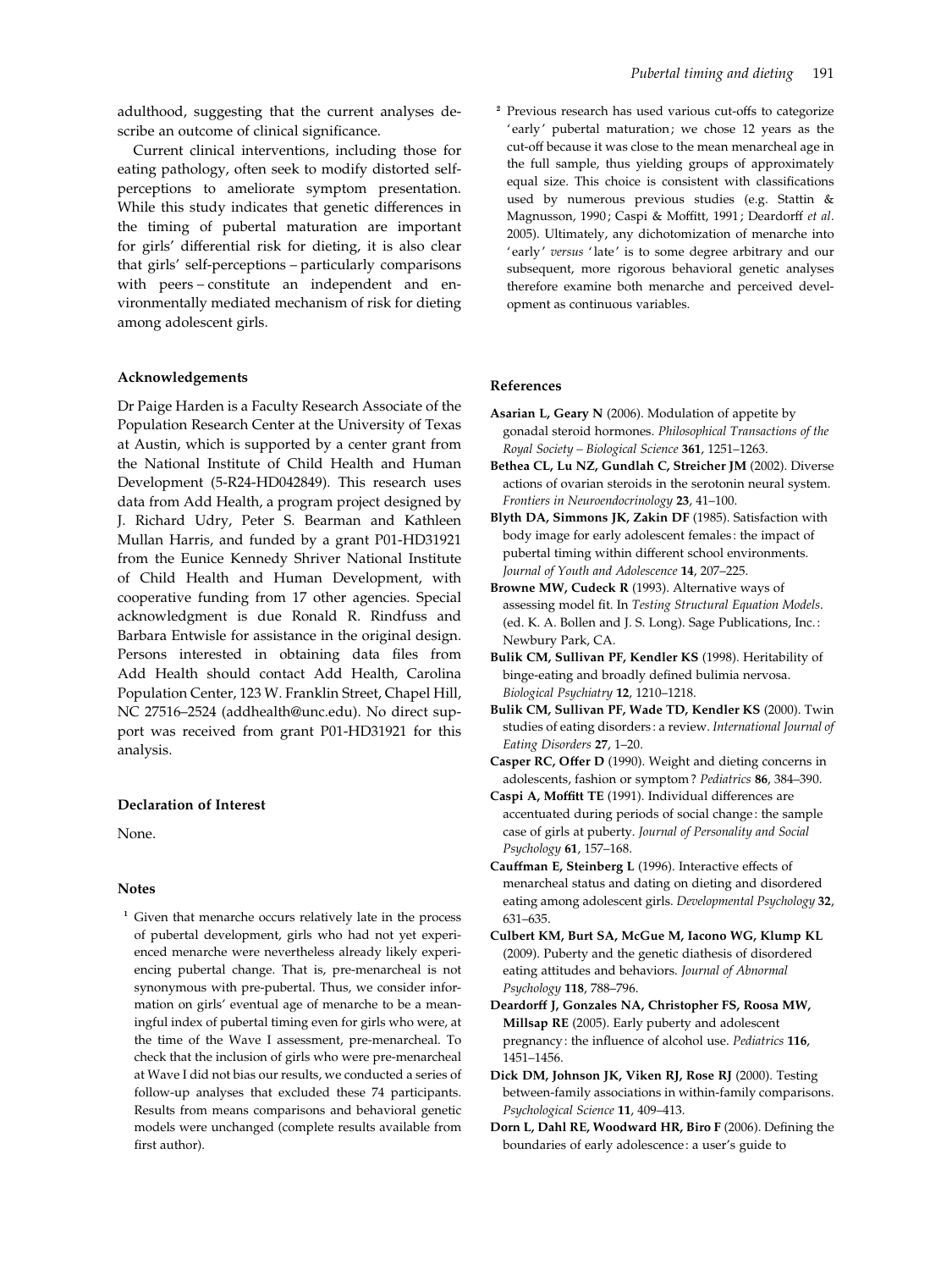adulthood, suggesting that the current analyses describe an outcome of clinical significance.

Current clinical interventions, including those for eating pathology, often seek to modify distorted self-perceptions to ameliorate symptom presentation. While this study indicates that genetic differences in the timing of pubertal maturation are important for girls' differential risk for dieting, it is also clear that girls' self-perceptions – particularly comparisons with peers – constitute an independent and environmentally mediated mechanism of risk for dieting among adolescent girls.

### Acknowledgements

Dr Paige Harden is a Faculty Research Associate of the Population Research Center at the University of Texas at Austin, which is supported by a center grant from the National Institute of Child Health and Human Development (5-R24-HD042849). This research uses data from Add Health, a program project designed by J. Richard Udry, Peter S. Bearman and Kathleen Mullan Harris, and funded by a grant P01-HD31921 from the Eunice Kennedy Shriver National Institute of Child Health and Human Development, with cooperative funding from 17 other agencies. Special acknowledgment is due Ronald R. Rindfuss and Barbara Entwisle for assistance in the original design. Persons interested in obtaining data files from Add Health should contact Add Health, Carolina Population Center, 123 W. Franklin Street, Chapel Hill, NC 27516–2524 (addhealth@unc.edu). No direct support was received from grant P01-HD31921 for this analysis.

### Declaration of Interest

None.

### Notes

[1] Given that menarche occurs relatively late in the process of pubertal development, girls who had not yet experienced menarche were nevertheless already likely experiencing pubertal change. That is, pre-menarcheal is not synonymous with pre-pubertal. Thus, we consider information on girls' eventual age of menarche to be a meaningful index of pubertal timing even for girls who were, at the time of the Wave I assessment, pre-menarcheal. To check that the inclusion of girls who were pre-menarcheal at Wave I did not bias our results, we conducted a series of follow-up analyses that excluded these 74 participants. Results from means comparisons and behavioral genetic models were unchanged (complete results available from first author).

[2] Previous research has used various cut-offs to categorize 'early' pubertal maturation; we chose 12 years as the cut-off because it was close to the mean menarcheal age in the full sample, thus yielding groups of approximately equal size. This choice is consistent with classifications used by numerous previous studies (e.g. Stattin & Magnusson, 1990; Caspi & Moffitt, 1991; Deardorff *et al*. 2005). Ultimately, any dichotomization of menarche into 'early' *versus* 'late' is to some degree arbitrary and our subsequent, more rigorous behavioral genetic analyses therefore examine both menarche and perceived development as continuous variables.

### References

**Asarian L, Geary N** (2006). Modulation of appetite by gonadal steroid hormones. *Philosophical Transactions of the Royal Society – Biological Science* **361**, 1251–1263.

**Bethea CL, Lu NZ, Gundlah C, Streicher JM** (2002). Diverse actions of ovarian steroids in the serotonin neural system. *Frontiers in Neuroendocrinology* **23**, 41–100.

**Blyth DA, Simmons JK, Zakin DF** (1985). Satisfaction with body image for early adolescent females: the impact of pubertal timing within different school environments. *Journal of Youth and Adolescence* **14**, 207–225.

**Browne MW, Cudeck R** (1993). Alternative ways of assessing model fit. In *Testing Structural Equation Models*. (ed. K. A. Bollen and J. S. Long). Sage Publications, Inc.: Newbury Park, CA.

**Bulik CM, Sullivan PF, Kendler KS** (1998). Heritability of binge-eating and broadly defined bulimia nervosa. *Biological Psychiatry* **12**, 1210–1218.

**Bulik CM, Sullivan PF, Wade TD, Kendler KS** (2000). Twin studies of eating disorders: a review. *International Journal of Eating Disorders* **27**, 1–20.

**Casper RC, Offer D** (1990). Weight and dieting concerns in adolescents, fashion or symptom? *Pediatrics* **86**, 384–390.

**Caspi A, Moffitt TE** (1991). Individual differences are accentuated during periods of social change: the sample case of girls at puberty. *Journal of Personality and Social Psychology* **61**, 157–168.

**Cauffman E, Steinberg L** (1996). Interactive effects of menarcheal status and dating on dieting and disordered eating among adolescent girls. *Developmental Psychology* **32**, 631–635.

**Culbert KM, Burt SA, McGue M, Iacono WG, Klump KL** (2009). Puberty and the genetic diathesis of disordered eating attitudes and behaviors. *Journal of Abnormal Psychology* **118**, 788–796.

**Deardorff J, Gonzales NA, Christopher FS, Roosa MW, Millsap RE** (2005). Early puberty and adolescent pregnancy: the influence of alcohol use. *Pediatrics* **116**, 1451–1456.

**Dick DM, Johnson JK, Viken RJ, Rose RJ** (2000). Testing between-family associations in within-family comparisons. *Psychological Science* **11**, 409–413.

**Dorn L, Dahl RE, Woodward HR, Biro F** (2006). Defining the boundaries of early adolescence: a user's guide to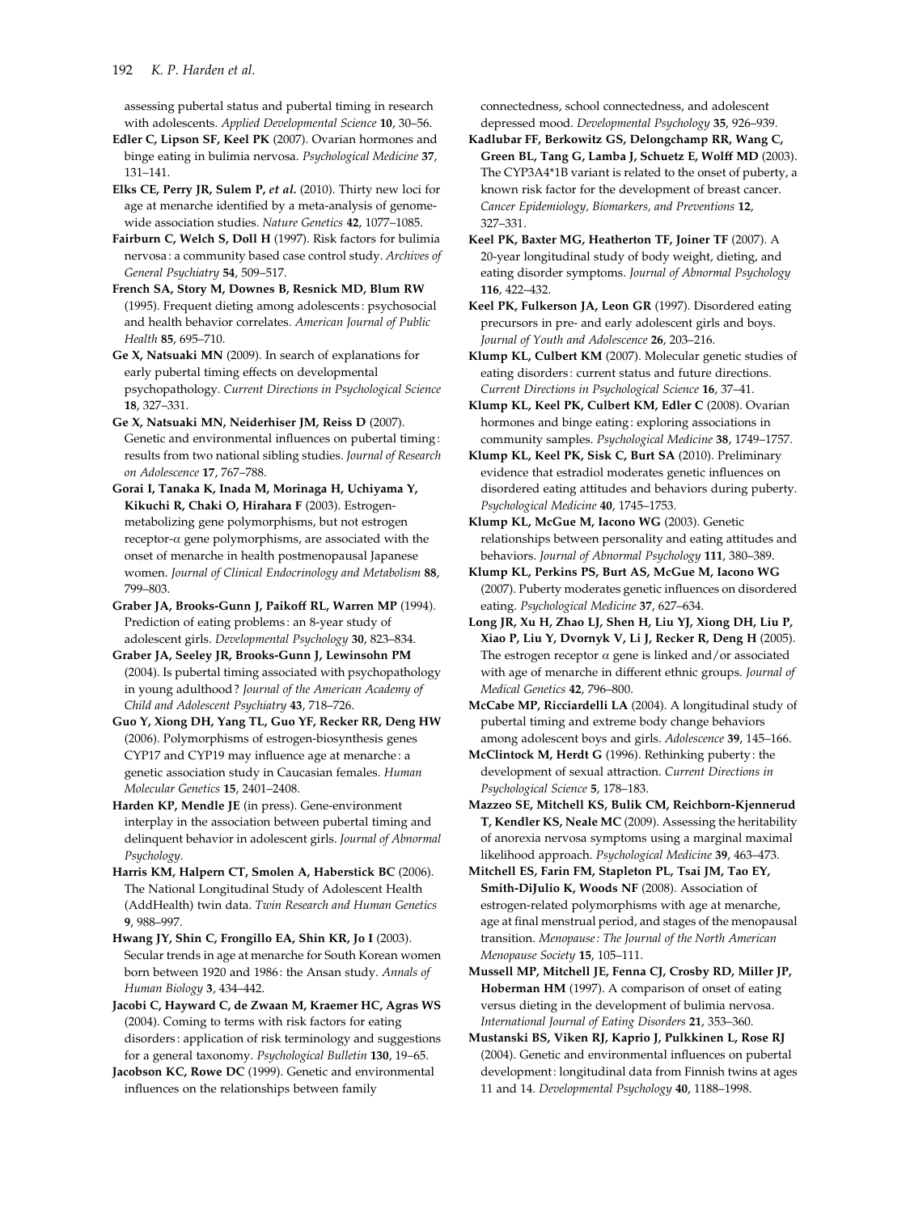assessing pubertal status and pubertal timing in research with adolescents. *Applied Developmental Science* **10**, 30–56.

**Edler C, Lipson SF, Keel PK** (2007). Ovarian hormones and binge eating in bulimia nervosa. *Psychological Medicine* **37**, 131–141.

**Elks CE, Perry JR, Sulem P, *et al.*** (2010). Thirty new loci for age at menarche identified by a meta-analysis of genome-wide association studies. *Nature Genetics* **42**, 1077–1085.

**Fairburn C, Welch S, Doll H** (1997). Risk factors for bulimia nervosa: a community based case control study. *Archives of General Psychiatry* **54**, 509–517.

**French SA, Story M, Downes B, Resnick MD, Blum RW** (1995). Frequent dieting among adolescents: psychosocial and health behavior correlates. *American Journal of Public Health* **85**, 695–710.

**Ge X, Natsuaki MN** (2009). In search of explanations for early pubertal timing effects on developmental psychopathology. *Current Directions in Psychological Science* **18**, 327–331.

**Ge X, Natsuaki MN, Neiderhiser JM, Reiss D** (2007). Genetic and environmental influences on pubertal timing: results from two national sibling studies. *Journal of Research on Adolescence* **17**, 767–788.

**Gorai I, Tanaka K, Inada M, Morinaga H, Uchiyama Y, Kikuchi R, Chaki O, Hirahara F** (2003). Estrogen-metabolizing gene polymorphisms, but not estrogen receptor-$\alpha$ gene polymorphisms, are associated with the onset of menarche in health postmenopausal Japanese women. *Journal of Clinical Endocrinology and Metabolism* **88**, 799–803.

**Graber JA, Brooks-Gunn J, Paikoff RL, Warren MP** (1994). Prediction of eating problems: an 8-year study of adolescent girls. *Developmental Psychology* **30**, 823–834.

**Graber JA, Seeley JR, Brooks-Gunn J, Lewinsohn PM** (2004). Is pubertal timing associated with psychopathology in young adulthood? *Journal of the American Academy of Child and Adolescent Psychiatry* **43**, 718–726.

**Guo Y, Xiong DH, Yang TL, Guo YF, Recker RR, Deng HW** (2006). Polymorphisms of estrogen-biosynthesis genes CYP17 and CYP19 may influence age at menarche: a genetic association study in Caucasian females. *Human Molecular Genetics* **15**, 2401–2408.

**Harden KP, Mendle JE** (in press). Gene-environment interplay in the association between pubertal timing and delinquent behavior in adolescent girls. *Journal of Abnormal Psychology*.

**Harris KM, Halpern CT, Smolen A, Haberstick BC** (2006). The National Longitudinal Study of Adolescent Health (AddHealth) twin data. *Twin Research and Human Genetics* **9**, 988–997.

**Hwang JY, Shin C, Frongillo EA, Shin KR, Jo I** (2003). Secular trends in age at menarche for South Korean women born between 1920 and 1986: the Ansan study. *Annals of Human Biology* **3**, 434–442.

**Jacobi C, Hayward C, de Zwaan M, Kraemer HC, Agras WS** (2004). Coming to terms with risk factors for eating disorders: application of risk terminology and suggestions for a general taxonomy. *Psychological Bulletin* **130**, 19–65.

**Jacobson KC, Rowe DC** (1999). Genetic and environmental influences on the relationships between family connectedness, school connectedness, and adolescent depressed mood. *Developmental Psychology* **35**, 926–939.

**Kadlubar FF, Berkowitz GS, Delongchamp RR, Wang C, Green BL, Tang G, Lamba J, Schuetz E, Wolff MD** (2003). The CYP3A4*1B variant is related to the onset of puberty, a known risk factor for the development of breast cancer. *Cancer Epidemiology, Biomarkers, and Preventions* **12**, 327–331.

**Keel PK, Baxter MG, Heatherton TF, Joiner TF** (2007). A 20-year longitudinal study of body weight, dieting, and eating disorder symptoms. *Journal of Abnormal Psychology* **116**, 422–432.

**Keel PK, Fulkerson JA, Leon GR** (1997). Disordered eating precursors in pre- and early adolescent girls and boys. *Journal of Youth and Adolescence* **26**, 203–216.

**Klump KL, Culbert KM** (2007). Molecular genetic studies of eating disorders: current status and future directions. *Current Directions in Psychological Science* **16**, 37–41.

**Klump KL, Keel PK, Culbert KM, Edler C** (2008). Ovarian hormones and binge eating: exploring associations in community samples. *Psychological Medicine* **38**, 1749–1757.

**Klump KL, Keel PK, Sisk C, Burt SA** (2010). Preliminary evidence that estradiol moderates genetic influences on disordered eating attitudes and behaviors during puberty. *Psychological Medicine* **40**, 1745–1753.

**Klump KL, McGue M, Iacono WG** (2003). Genetic relationships between personality and eating attitudes and behaviors. *Journal of Abnormal Psychology* **111**, 380–389.

**Klump KL, Perkins PS, Burt AS, McGue M, Iacono WG** (2007). Puberty moderates genetic influences on disordered eating. *Psychological Medicine* **37**, 627–634.

**Long JR, Xu H, Zhao LJ, Shen H, Liu YJ, Xiong DH, Liu P, Xiao P, Liu Y, Dvornyk V, Li J, Recker R, Deng H** (2005). The estrogen receptor $\alpha$ gene is linked and/or associated with age of menarche in different ethnic groups. *Journal of Medical Genetics* **42**, 796–800.

**McCabe MP, Ricciardelli LA** (2004). A longitudinal study of pubertal timing and extreme body change behaviors among adolescent boys and girls. *Adolescence* **39**, 145–166.

**McClintock M, Herdt G** (1996). Rethinking puberty: the development of sexual attraction. *Current Directions in Psychological Science* **5**, 178–183.

**Mazzeo SE, Mitchell KS, Bulik CM, Reichborn-Kjennerud T, Kendler KS, Neale MC** (2009). Assessing the heritability of anorexia nervosa symptoms using a marginal maximal likelihood approach. *Psychological Medicine* **39**, 463–473.

**Mitchell ES, Farin FM, Stapleton PL, Tsai JM, Tao EY, Smith-DiJulio K, Woods NF** (2008). Association of estrogen-related polymorphisms with age at menarche, age at final menstrual period, and stages of the menopausal transition. *Menopause: The Journal of the North American Menopause Society* **15**, 105–111.

**Mussell MP, Mitchell JE, Fenna CJ, Crosby RD, Miller JP, Hoberman HM** (1997). A comparison of onset of eating versus dieting in the development of bulimia nervosa. *International Journal of Eating Disorders* **21**, 353–360.

**Mustanski BS, Viken RJ, Kaprio J, Pulkkinen L, Rose RJ** (2004). Genetic and environmental influences on pubertal development: longitudinal data from Finnish twins at ages 11 and 14. *Developmental Psychology* **40**, 1188–1998.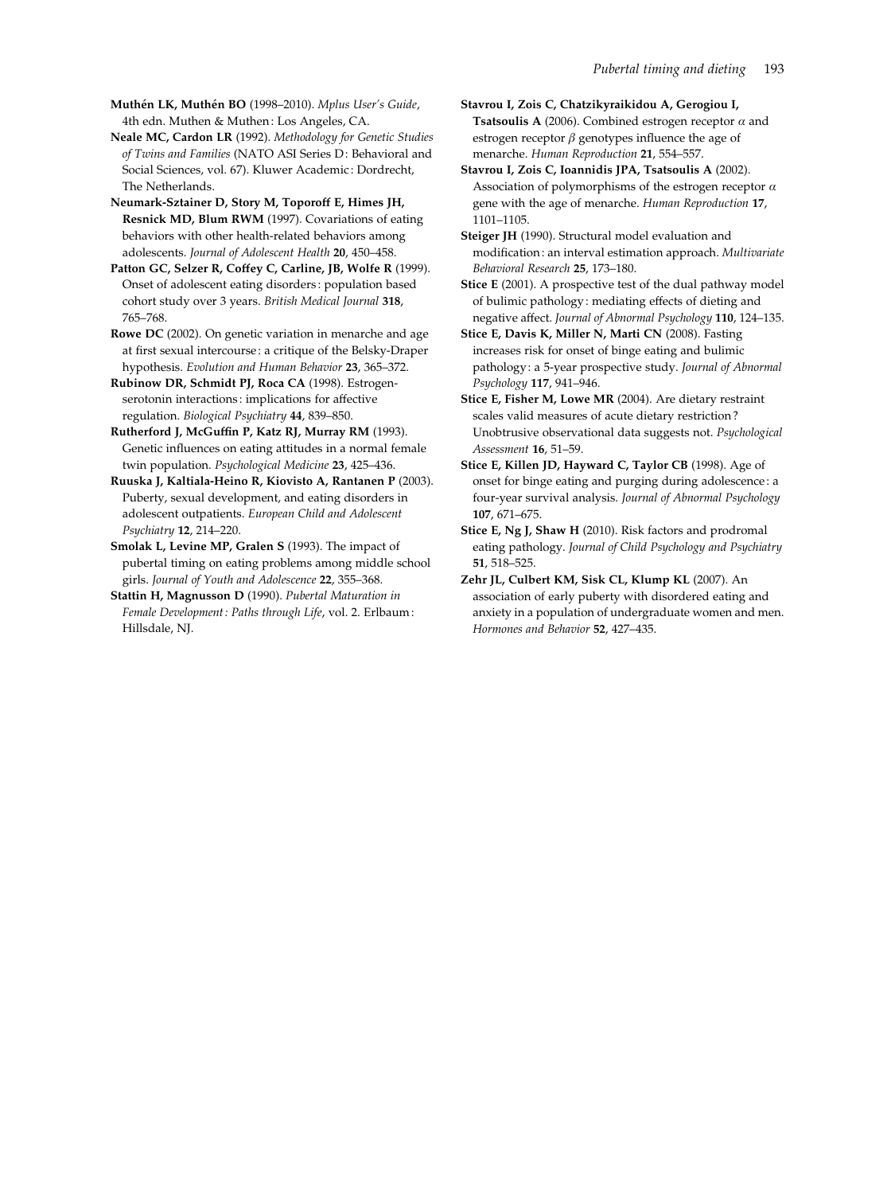**Muthén LK, Muthén BO** (1998–2010). *Mplus User's Guide*, 4th edn. Muthen & Muthen: Los Angeles, CA.

**Neale MC, Cardon LR** (1992). *Methodology for Genetic Studies of Twins and Families* (NATO ASI Series D: Behavioral and Social Sciences, vol. 67). Kluwer Academic: Dordrecht, The Netherlands.

**Neumark-Sztainer D, Story M, Toporoff E, Himes JH, Resnick MD, Blum RWM** (1997). Covariations of eating behaviors with other health-related behaviors among adolescents. *Journal of Adolescent Health* **20**, 450–458.

**Patton GC, Selzer R, Coffey C, Carline, JB, Wolfe R** (1999). Onset of adolescent eating disorders: population based cohort study over 3 years. *British Medical Journal* **318**, 765–768.

**Rowe DC** (2002). On genetic variation in menarche and age at first sexual intercourse: a critique of the Belsky-Draper hypothesis. *Evolution and Human Behavior* **23**, 365–372.

**Rubinow DR, Schmidt PJ, Roca CA** (1998). Estrogen-serotonin interactions: implications for affective regulation. *Biological Psychiatry* **44**, 839–850.

**Rutherford J, McGuffin P, Katz RJ, Murray RM** (1993). Genetic influences on eating attitudes in a normal female twin population. *Psychological Medicine* **23**, 425–436.

**Ruuska J, Kaltiala-Heino R, Kiovisto A, Rantanen P** (2003). Puberty, sexual development, and eating disorders in adolescent outpatients. *European Child and Adolescent Psychiatry* **12**, 214–220.

**Smolak L, Levine MP, Gralen S** (1993). The impact of pubertal timing on eating problems among middle school girls. *Journal of Youth and Adolescence* **22**, 355–368.

**Stattin H, Magnusson D** (1990). *Pubertal Maturation in Female Development: Paths through Life*, vol. 2. Erlbaum: Hillsdale, NJ.

**Stavrou I, Zois C, Chatzikyraikidou A, Gerogiou I, Tsatsoulis A** (2006). Combined estrogen receptor $\alpha$ and estrogen receptor $\beta$ genotypes influence the age of menarche. *Human Reproduction* **21**, 554–557.

**Stavrou I, Zois C, Ioannidis JPA, Tsatsoulis A** (2002). Association of polymorphisms of the estrogen receptor $\alpha$ gene with the age of menarche. *Human Reproduction* **17**, 1101–1105.

**Steiger JH** (1990). Structural model evaluation and modification: an interval estimation approach. *Multivariate Behavioral Research* **25**, 173–180.

**Stice E** (2001). A prospective test of the dual pathway model of bulimic pathology: mediating effects of dieting and negative affect. *Journal of Abnormal Psychology* **110**, 124–135.

**Stice E, Davis K, Miller N, Marti CN** (2008). Fasting increases risk for onset of binge eating and bulimic pathology: a 5-year prospective study. *Journal of Abnormal Psychology* **117**, 941–946.

**Stice E, Fisher M, Lowe MR** (2004). Are dietary restraint scales valid measures of acute dietary restriction? Unobtrusive observational data suggests not. *Psychological Assessment* **16**, 51–59.

**Stice E, Killen JD, Hayward C, Taylor CB** (1998). Age of onset for binge eating and purging during adolescence: a four-year survival analysis. *Journal of Abnormal Psychology* **107**, 671–675.

**Stice E, Ng J, Shaw H** (2010). Risk factors and prodromal eating pathology. *Journal of Child Psychology and Psychiatry* **51**, 518–525.

**Zehr JL, Culbert KM, Sisk CL, Klump KL** (2007). An association of early puberty with disordered eating and anxiety in a population of undergraduate women and men. *Hormones and Behavior* **52**, 427–435.